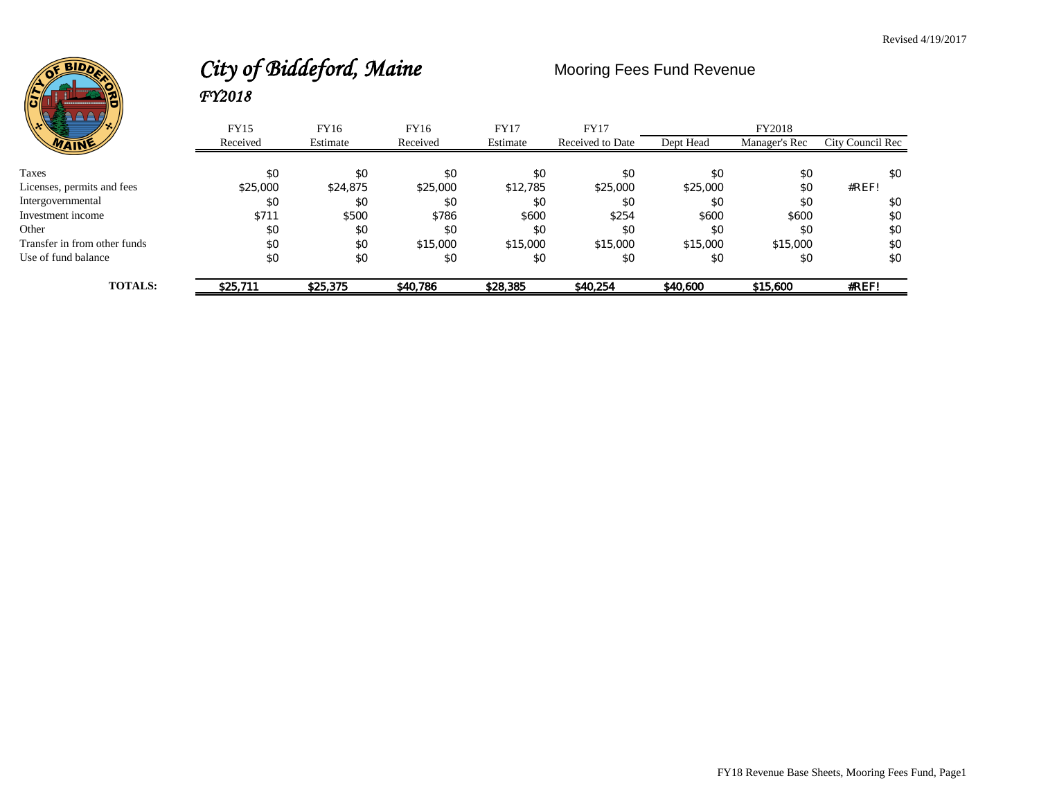Revised 4/19/2017

# *City of Biddeford, Maine*

## *FY2018*

Mooring Fees Fund Revenue

| | FY15 | FY16 | FY16 | FY17 | FY17 | FY2018 | | |
|---|---|---|---|---|---|---|---|---|
| | Received | Estimate | Received | Estimate | Received to Date | Dept Head | Manager's Rec | City Council Rec |
| Taxes | $0 | $0 | $0 | $0 | $0 | $0 | $0 | $0 |
| Licenses, permits and fees | $25,000 | $24,875 | $25,000 | $12,785 | $25,000 | $25,000 | $0 | #REF! |
| Intergovernmental | $0 | $0 | $0 | $0 | $0 | $0 | $0 | $0 |
| Investment income | $711 | $500 | $786 | $600 | $254 | $600 | $600 | $0 |
| Other | $0 | $0 | $0 | $0 | $0 | $0 | $0 | $0 |
| Transfer in from other funds | $0 | $0 | $15,000 | $15,000 | $15,000 | $15,000 | $15,000 | $0 |
| Use of fund balance | $0 | $0 | $0 | $0 | $0 | $0 | $0 | $0 |
| **TOTALS:** | **$25,711** | **$25,375** | **$40,786** | **$28,385** | **$40,254** | **$40,600** | **$15,600** | **#REF!** |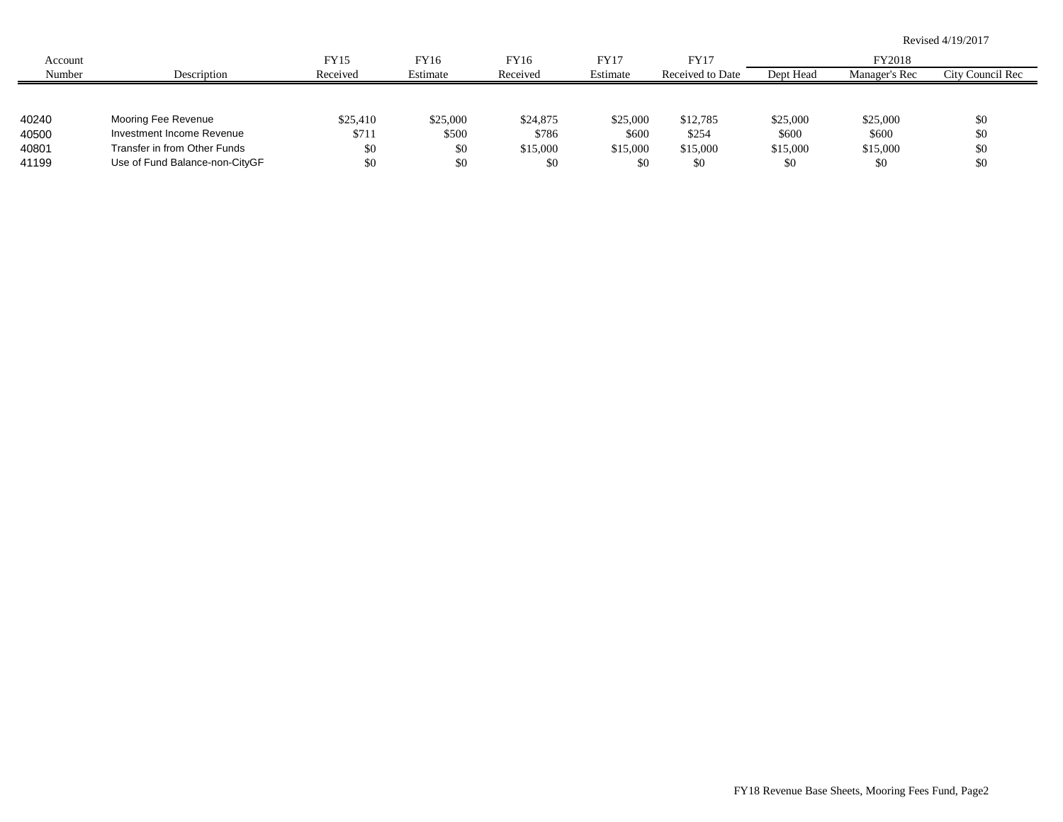Revised 4/19/2017

| Account Number | Description | FY15 Received | FY16 Estimate | FY16 Received | FY17 Estimate | FY17 Received to Date | FY2018 Dept Head | FY2018 Manager's Rec | FY2018 City Council Rec |
|---|---|---|---|---|---|---|---|---|---|
| 40240 | Mooring Fee Revenue | $25,410 | $25,000 | $24,875 | $25,000 | $12,785 | $25,000 | $25,000 | $0 |
| 40500 | Investment Income Revenue | $711 | $500 | $786 | $600 | $254 | $600 | $600 | $0 |
| 40801 | Transfer in from Other Funds | $0 | $0 | $15,000 | $15,000 | $15,000 | $15,000 | $15,000 | $0 |
| 41199 | Use of Fund Balance-non-CityGF | $0 | $0 | $0 | $0 | $0 | $0 | $0 | $0 |

FY18 Revenue Base Sheets, Mooring Fees Fund, Page2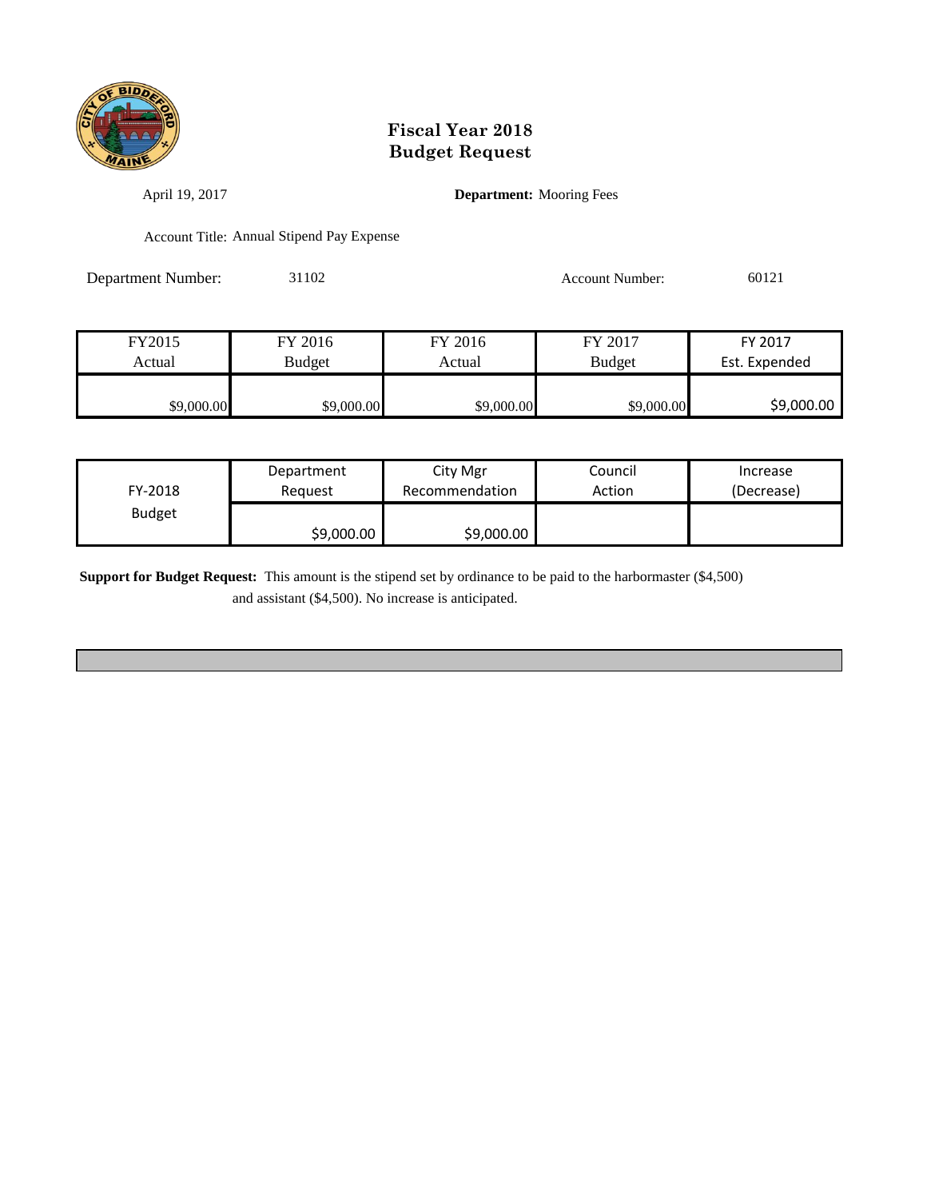# Fiscal Year 2018
# Budget Request

April 19, 2017

**Department:** Mooring Fees

Account Title: Annual Stipend Pay Expense

Department Number: 31102

Account Number: 60121

| FY2015 Actual | FY 2016 Budget | FY 2016 Actual | FY 2017 Budget | FY 2017 Est. Expended |
|---|---|---|---|---|
| $9,000.00 | $9,000.00 | $9,000.00 | $9,000.00 | $9,000.00 |

| FY-2018 Budget | Department Request | City Mgr Recommendation | Council Action | Increase (Decrease) |
|---|---|---|---|---|
| | $9,000.00 | $9,000.00 | | |

**Support for Budget Request:** This amount is the stipend set by ordinance to be paid to the harbormaster ($4,500) and assistant ($4,500). No increase is anticipated.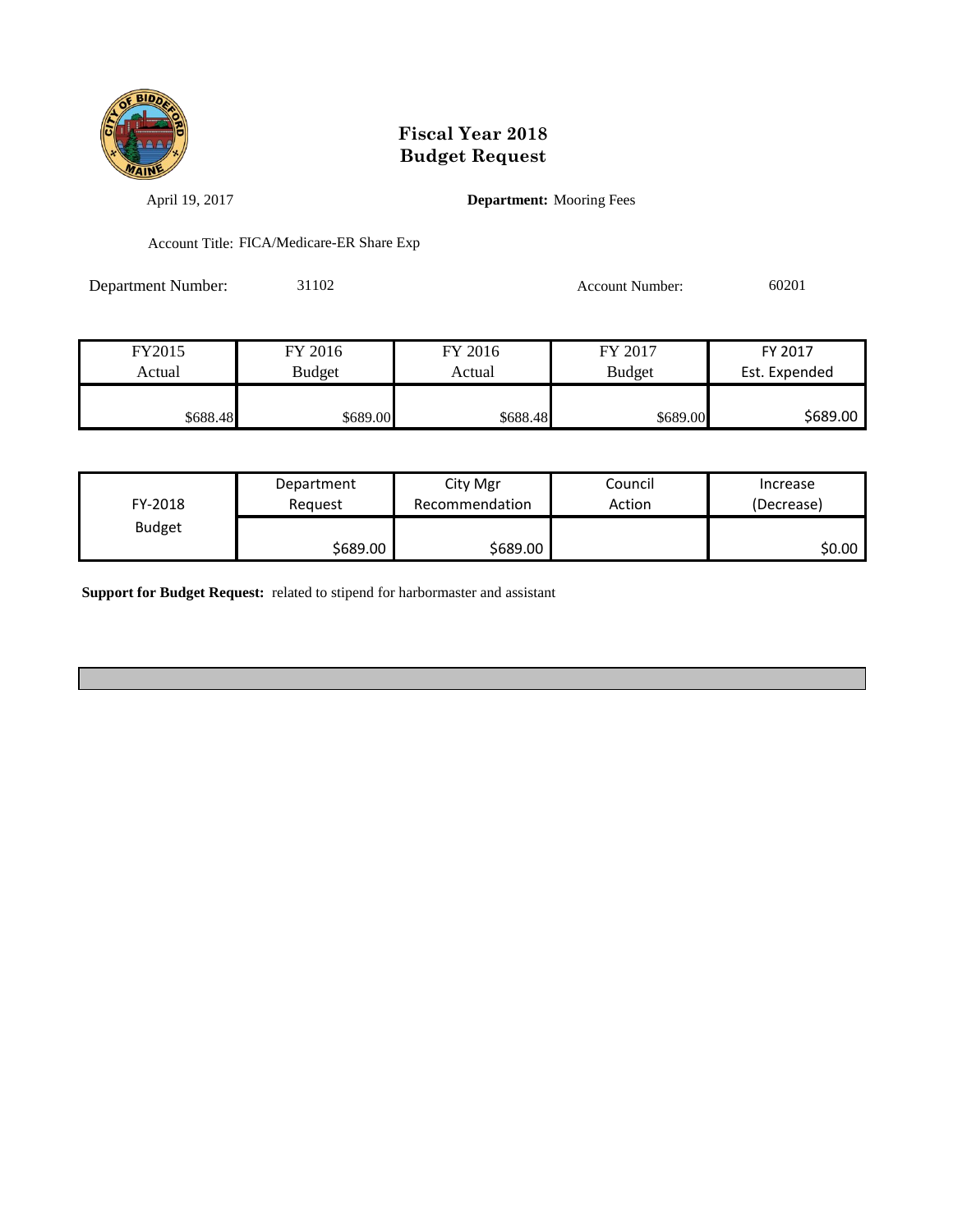# Fiscal Year 2018
# Budget Request

April 19, 2017

**Department:** Mooring Fees

Account Title: FICA/Medicare-ER Share Exp

Department Number: 31102

Account Number: 60201

| FY2015 Actual | FY 2016 Budget | FY 2016 Actual | FY 2017 Budget | FY 2017 Est. Expended |
|---|---|---|---|---|
| $688.48 | $689.00 | $688.48 | $689.00 | $689.00 |

| FY-2018 Budget | Department Request | City Mgr Recommendation | Council Action | Increase (Decrease) |
|---|---|---|---|---|
| | $689.00 | $689.00 | | $0.00 |

**Support for Budget Request:** related to stipend for harbormaster and assistant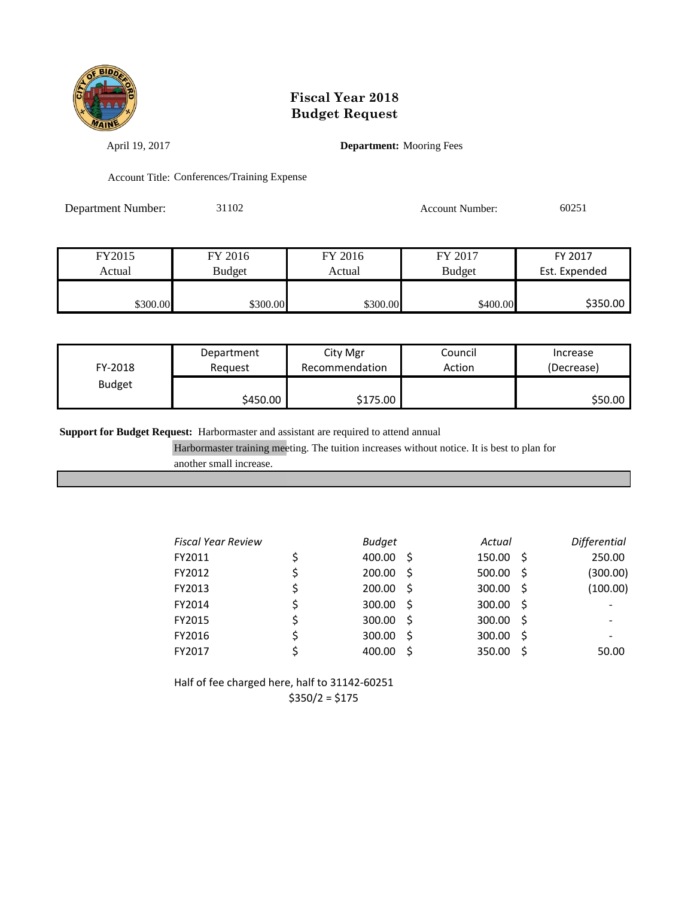# Fiscal Year 2018
# Budget Request

April 19, 2017

**Department:** Mooring Fees

Account Title: Conferences/Training Expense

Department Number: 31102

Account Number: 60251

| FY2015 Actual | FY 2016 Budget | FY 2016 Actual | FY 2017 Budget | FY 2017 Est. Expended |
|---|---|---|---|---|
| $300.00 | $300.00 | $300.00 | $400.00 | $350.00 |

| FY-2018 Budget | Department Request | City Mgr Recommendation | Council Action | Increase (Decrease) |
|---|---|---|---|---|
| | $450.00 | $175.00 | | $50.00 |

**Support for Budget Request:** Harbormaster and assistant are required to attend annual Harbormaster training meeting. The tuition increases without notice. It is best to plan for another small increase.

| *Fiscal Year Review* | *Budget* | *Actual* | *Differential* |
|---|---|---|---|
| FY2011 | $ 400.00 | $ 150.00 | $ 250.00 |
| FY2012 | $ 200.00 | $ 500.00 | $ (300.00) |
| FY2013 | $ 200.00 | $ 300.00 | $ (100.00) |
| FY2014 | $ 300.00 | $ 300.00 | $ - |
| FY2015 | $ 300.00 | $ 300.00 | $ - |
| FY2016 | $ 300.00 | $ 300.00 | $ - |
| FY2017 | $ 400.00 | $ 350.00 | $ 50.00 |

Half of fee charged here, half to 31142-60251

$350/2 = $175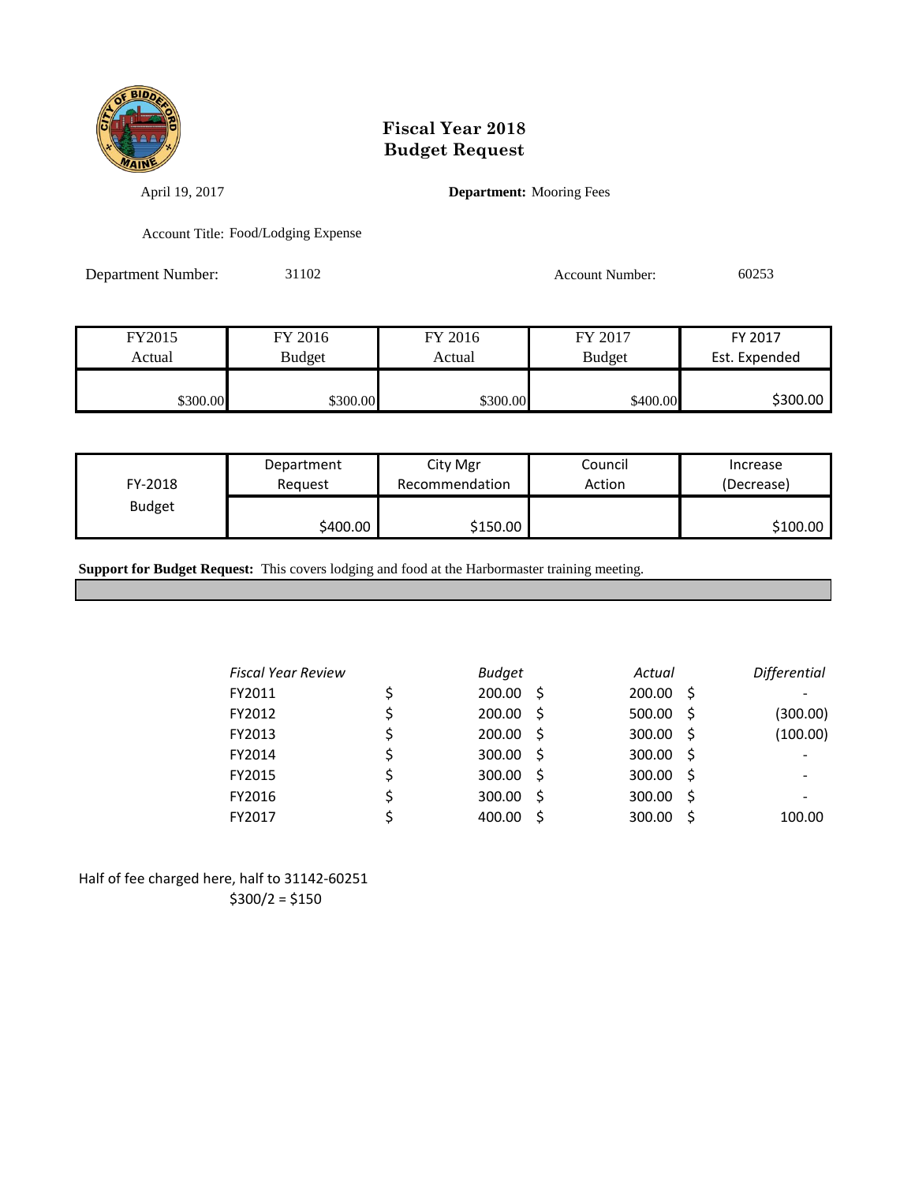# Fiscal Year 2018
# Budget Request

April 19, 2017

**Department:** Mooring Fees

Account Title: Food/Lodging Expense

Department Number: 31102

Account Number: 60253

| FY2015 Actual | FY 2016 Budget | FY 2016 Actual | FY 2017 Budget | FY 2017 Est. Expended |
|---|---|---|---|---|
| $300.00 | $300.00 | $300.00 | $400.00 | $300.00 |

| FY-2018 Budget | Department Request | City Mgr Recommendation | Council Action | Increase (Decrease) |
|---|---|---|---|---|
| | $400.00 | $150.00 | | $100.00 |

**Support for Budget Request:** This covers lodging and food at the Harbormaster training meeting.

| *Fiscal Year Review* | *Budget* | *Actual* | *Differential* |
|---|---|---|---|
| FY2011 | $ 200.00 | $ 200.00 | $ - |
| FY2012 | $ 200.00 | $ 500.00 | $ (300.00) |
| FY2013 | $ 200.00 | $ 300.00 | $ (100.00) |
| FY2014 | $ 300.00 | $ 300.00 | $ - |
| FY2015 | $ 300.00 | $ 300.00 | $ - |
| FY2016 | $ 300.00 | $ 300.00 | $ - |
| FY2017 | $ 400.00 | $ 300.00 | $ 100.00 |

Half of fee charged here, half to 31142-60251

$300/2 = $150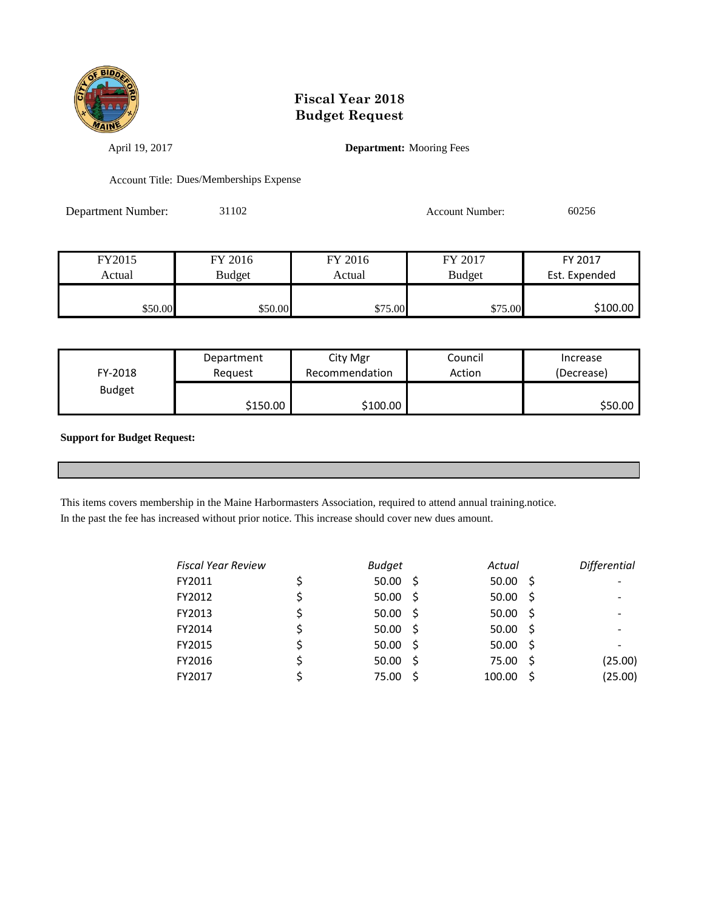# Fiscal Year 2018
# Budget Request

April 19, 2017

**Department:** Mooring Fees

Account Title: Dues/Memberships Expense

Department Number: 31102

Account Number: 60256

| FY2015 Actual | FY 2016 Budget | FY 2016 Actual | FY 2017 Budget | FY 2017 Est. Expended |
|---|---|---|---|---|
| $50.00 | $50.00 | $75.00 | $75.00 | $100.00 |

| FY-2018 Budget | Department Request | City Mgr Recommendation | Council Action | Increase (Decrease) |
|---|---|---|---|---|
| | $150.00 | $100.00 | | $50.00 |

**Support for Budget Request:**

This items covers membership in the Maine Harbormasters Association, required to attend annual training.notice.
In the past the fee has increased without prior notice. This increase should cover new dues amount.

| *Fiscal Year Review* | *Budget* | *Actual* | *Differential* |
|---|---|---|---|
| FY2011 | $ 50.00 | $ 50.00 | $ - |
| FY2012 | $ 50.00 | $ 50.00 | $ - |
| FY2013 | $ 50.00 | $ 50.00 | $ - |
| FY2014 | $ 50.00 | $ 50.00 | $ - |
| FY2015 | $ 50.00 | $ 50.00 | $ - |
| FY2016 | $ 50.00 | $ 75.00 | $ (25.00) |
| FY2017 | $ 75.00 | $ 100.00 | $ (25.00) |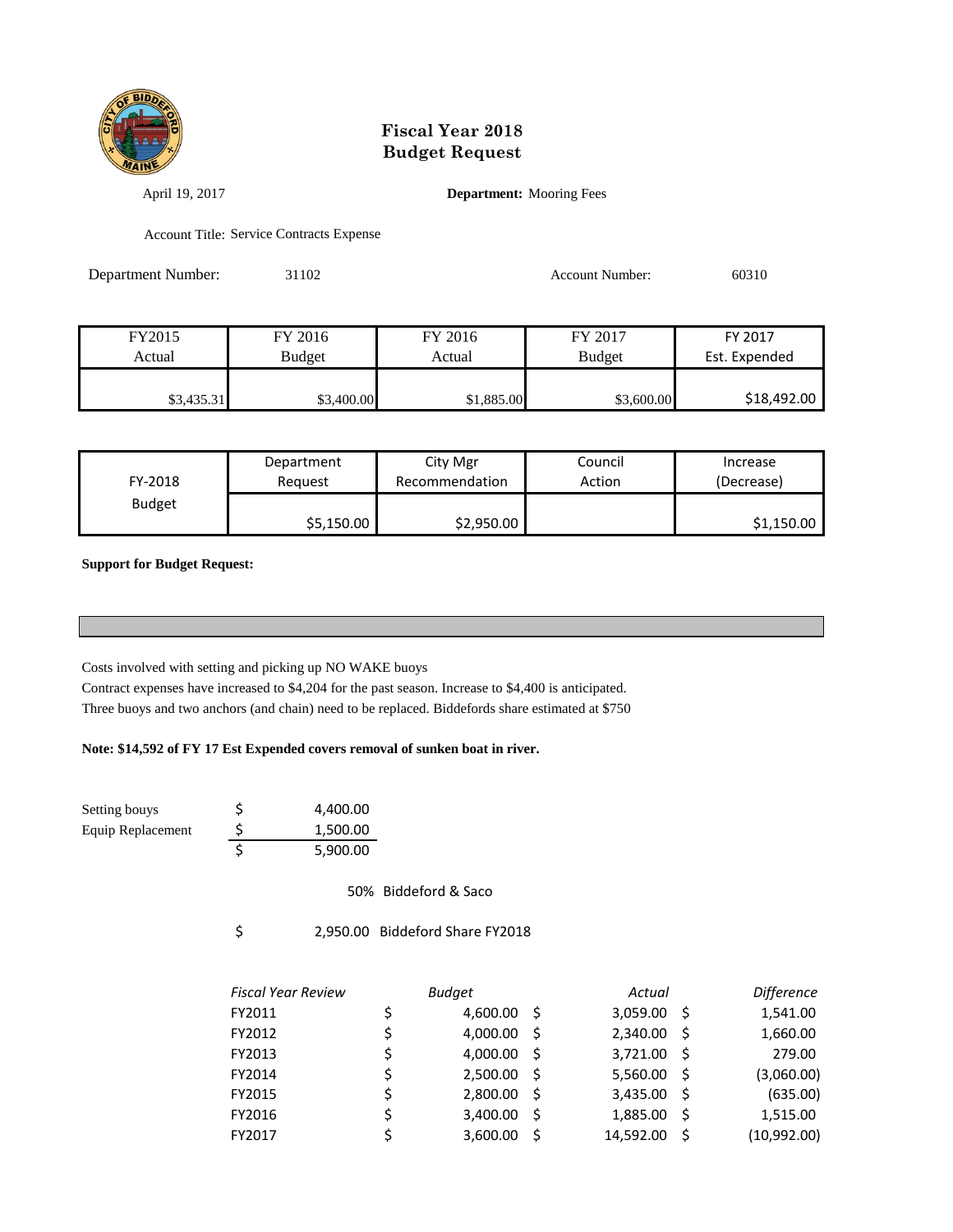# Fiscal Year 2018
# Budget Request

April 19, 2017

**Department:** Mooring Fees

Account Title: Service Contracts Expense

Department Number: 31102

Account Number: 60310

| FY2015 Actual | FY 2016 Budget | FY 2016 Actual | FY 2017 Budget | FY 2017 Est. Expended |
|---|---|---|---|---|
| $3,435.31 | $3,400.00 | $1,885.00 | $3,600.00 | $18,492.00 |

| FY-2018 Budget | Department Request | City Mgr Recommendation | Council Action | Increase (Decrease) |
|---|---|---|---|---|
| | $5,150.00 | $2,950.00 | | $1,150.00 |

**Support for Budget Request:**

Costs involved with setting and picking up NO WAKE buoys

Contract expenses have increased to $4,204 for the past season. Increase to $4,400 is anticipated.

Three buoys and two anchors (and chain) need to be replaced. Biddefords share estimated at $750

**Note: $14,592 of FY 17 Est Expended covers removal of sunken boat in river.**

| | | |
|---|---|---|
| Setting bouys | $ | 4,400.00 |
| Equip Replacement | $ | 1,500.00 |
| | $ | 5,900.00 |

50% Biddeford & Saco

$ 2,950.00 Biddeford Share FY2018

| *Fiscal Year Review* | *Budget* | *Actual* | *Difference* |
|---|---|---|---|
| FY2011 | $ 4,600.00 | $ 3,059.00 | $ 1,541.00 |
| FY2012 | $ 4,000.00 | $ 2,340.00 | $ 1,660.00 |
| FY2013 | $ 4,000.00 | $ 3,721.00 | $ 279.00 |
| FY2014 | $ 2,500.00 | $ 5,560.00 | $ (3,060.00) |
| FY2015 | $ 2,800.00 | $ 3,435.00 | $ (635.00) |
| FY2016 | $ 3,400.00 | $ 1,885.00 | $ 1,515.00 |
| FY2017 | $ 3,600.00 | $ 14,592.00 | $ (10,992.00) |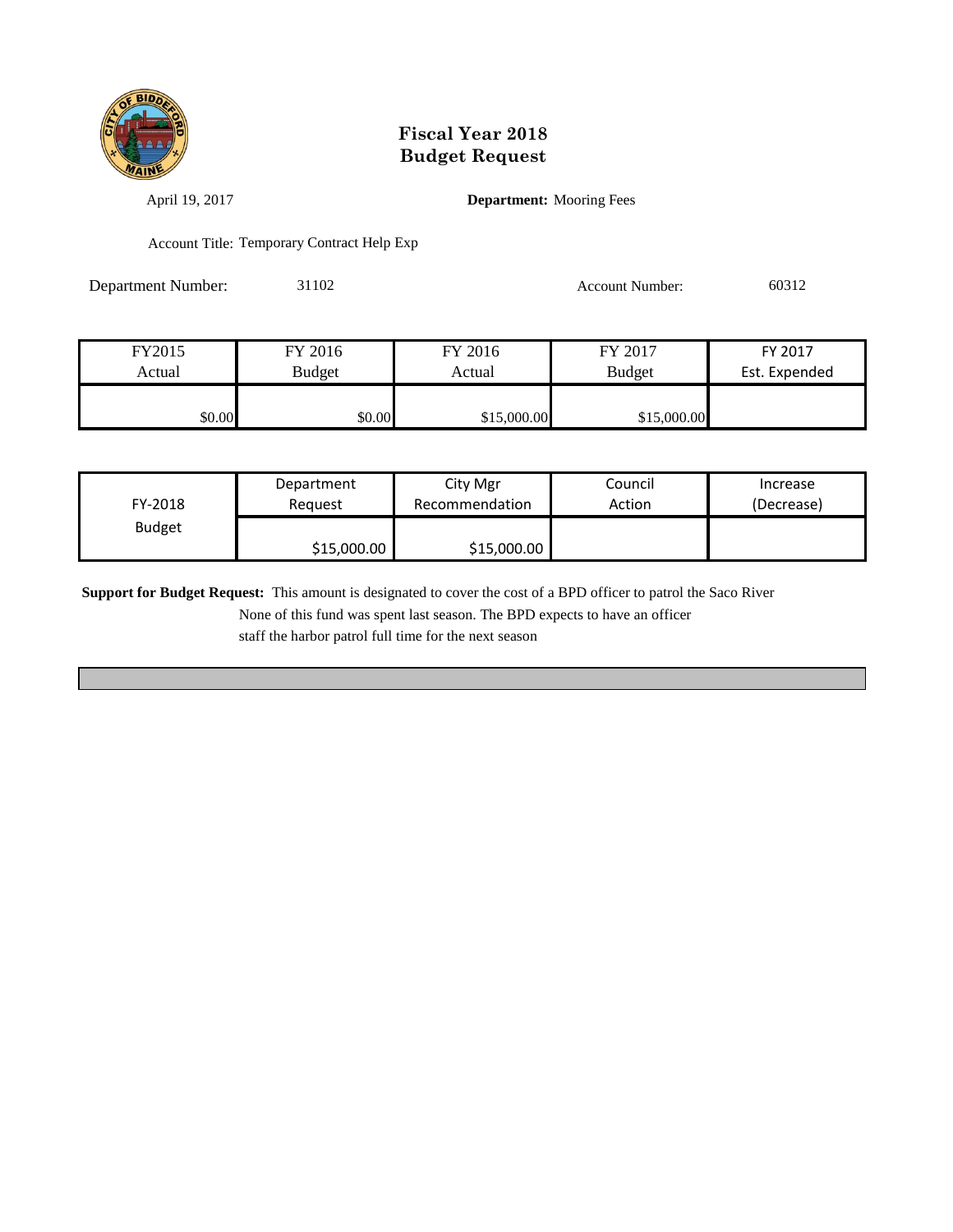# Fiscal Year 2018
# Budget Request

April 19, 2017

**Department:** Mooring Fees

Account Title: Temporary Contract Help Exp

Department Number: 31102

Account Number: 60312

| FY2015 Actual | FY 2016 Budget | FY 2016 Actual | FY 2017 Budget | FY 2017 Est. Expended |
|---|---|---|---|---|
| $0.00 | $0.00 | $15,000.00 | $15,000.00 | |

| FY-2018 Budget | Department Request | City Mgr Recommendation | Council Action | Increase (Decrease) |
|---|---|---|---|---|
| | $15,000.00 | $15,000.00 | | |

**Support for Budget Request:** This amount is designated to cover the cost of a BPD officer to patrol the Saco River None of this fund was spent last season. The BPD expects to have an officer staff the harbor patrol full time for the next season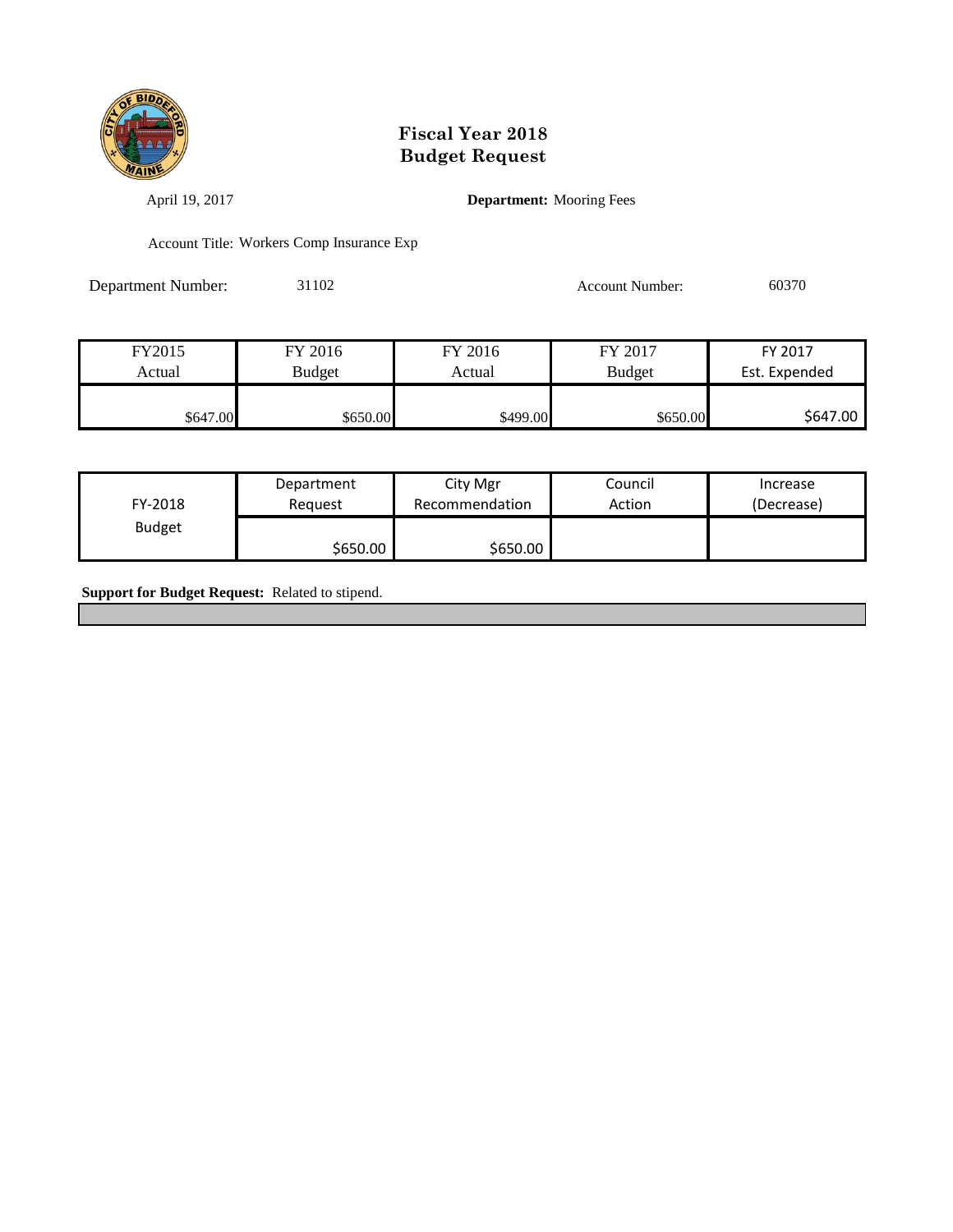# Fiscal Year 2018
# Budget Request

April 19, 2017

**Department:** Mooring Fees

Account Title: Workers Comp Insurance Exp

Department Number: 31102

Account Number: 60370

| FY2015 Actual | FY 2016 Budget | FY 2016 Actual | FY 2017 Budget | FY 2017 Est. Expended |
|---|---|---|---|---|
| $647.00 | $650.00 | $499.00 | $650.00 | $647.00 |

| FY-2018 Budget | Department Request | City Mgr Recommendation | Council Action | Increase (Decrease) |
|---|---|---|---|---|
| | $650.00 | $650.00 | | |

**Support for Budget Request:** Related to stipend.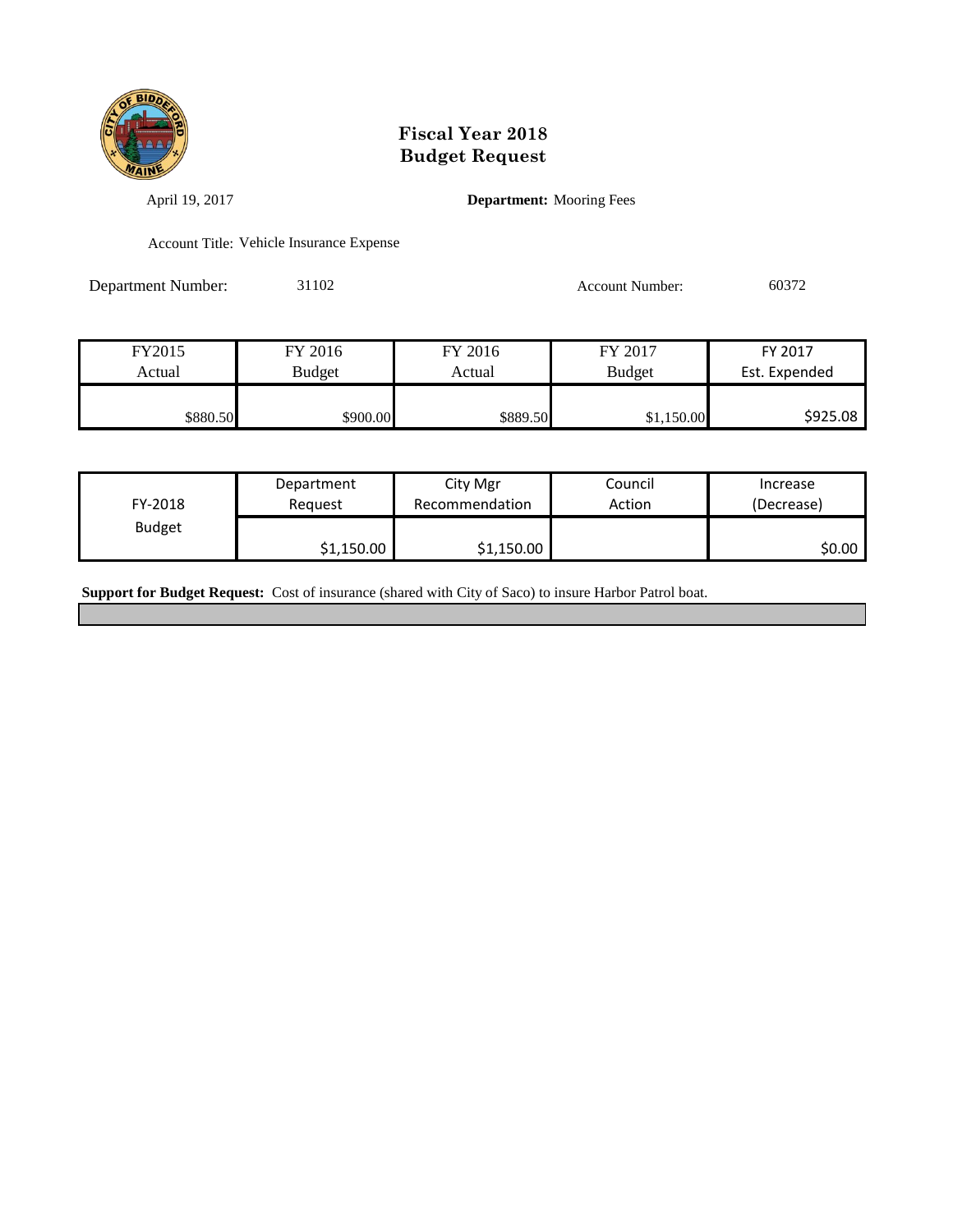# Fiscal Year 2018
# Budget Request

April 19, 2017

**Department:** Mooring Fees

Account Title: Vehicle Insurance Expense

Department Number: 31102

Account Number: 60372

| FY2015 Actual | FY 2016 Budget | FY 2016 Actual | FY 2017 Budget | FY 2017 Est. Expended |
|---|---|---|---|---|
| $880.50 | $900.00 | $889.50 | $1,150.00 | $925.08 |

| FY-2018 Budget | Department Request | City Mgr Recommendation | Council Action | Increase (Decrease) |
|---|---|---|---|---|
| | $1,150.00 | $1,150.00 | | $0.00 |

**Support for Budget Request:** Cost of insurance (shared with City of Saco) to insure Harbor Patrol boat.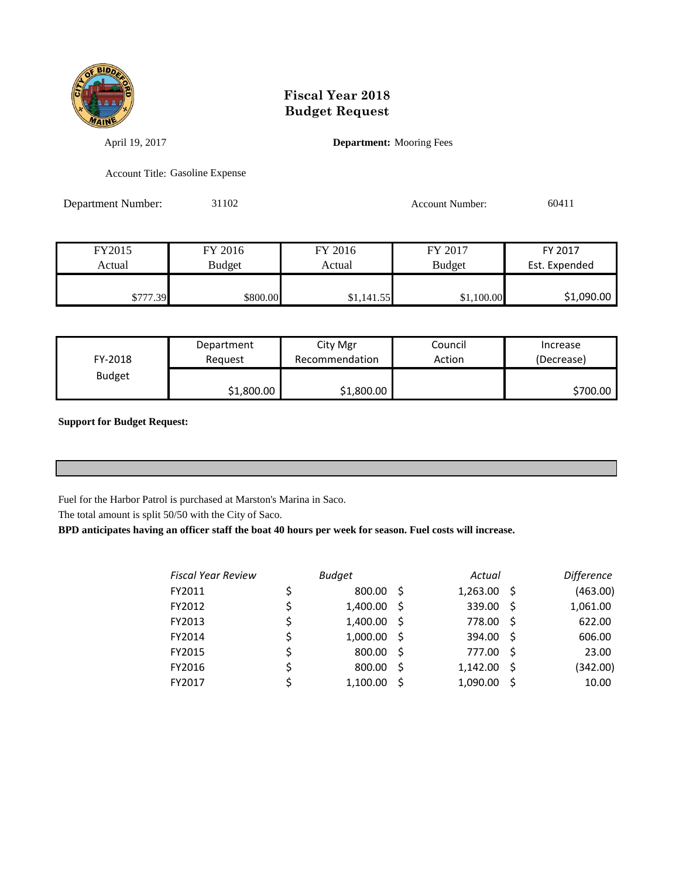# Fiscal Year 2018
# Budget Request

April 19, 2017

**Department:** Mooring Fees

Account Title: Gasoline Expense

Department Number: 31102

Account Number: 60411

| FY2015 Actual | FY 2016 Budget | FY 2016 Actual | FY 2017 Budget | FY 2017 Est. Expended |
|---|---|---|---|---|
| $777.39 | $800.00 | $1,141.55 | $1,100.00 | $1,090.00 |

| FY-2018 Budget | Department Request | City Mgr Recommendation | Council Action | Increase (Decrease) |
|---|---|---|---|---|
| | $1,800.00 | $1,800.00 | | $700.00 |

**Support for Budget Request:**

Fuel for the Harbor Patrol is purchased at Marston's Marina in Saco.

The total amount is split 50/50 with the City of Saco.

**BPD anticipates having an officer staff the boat 40 hours per week for season. Fuel costs will increase.**

| *Fiscal Year Review* | *Budget* | *Actual* | *Difference* |
|---|---|---|---|
| FY2011 | $ 800.00 | $ 1,263.00 | $ (463.00) |
| FY2012 | $ 1,400.00 | $ 339.00 | $ 1,061.00 |
| FY2013 | $ 1,400.00 | $ 778.00 | $ 622.00 |
| FY2014 | $ 1,000.00 | $ 394.00 | $ 606.00 |
| FY2015 | $ 800.00 | $ 777.00 | $ 23.00 |
| FY2016 | $ 800.00 | $ 1,142.00 | $ (342.00) |
| FY2017 | $ 1,100.00 | $ 1,090.00 | $ 10.00 |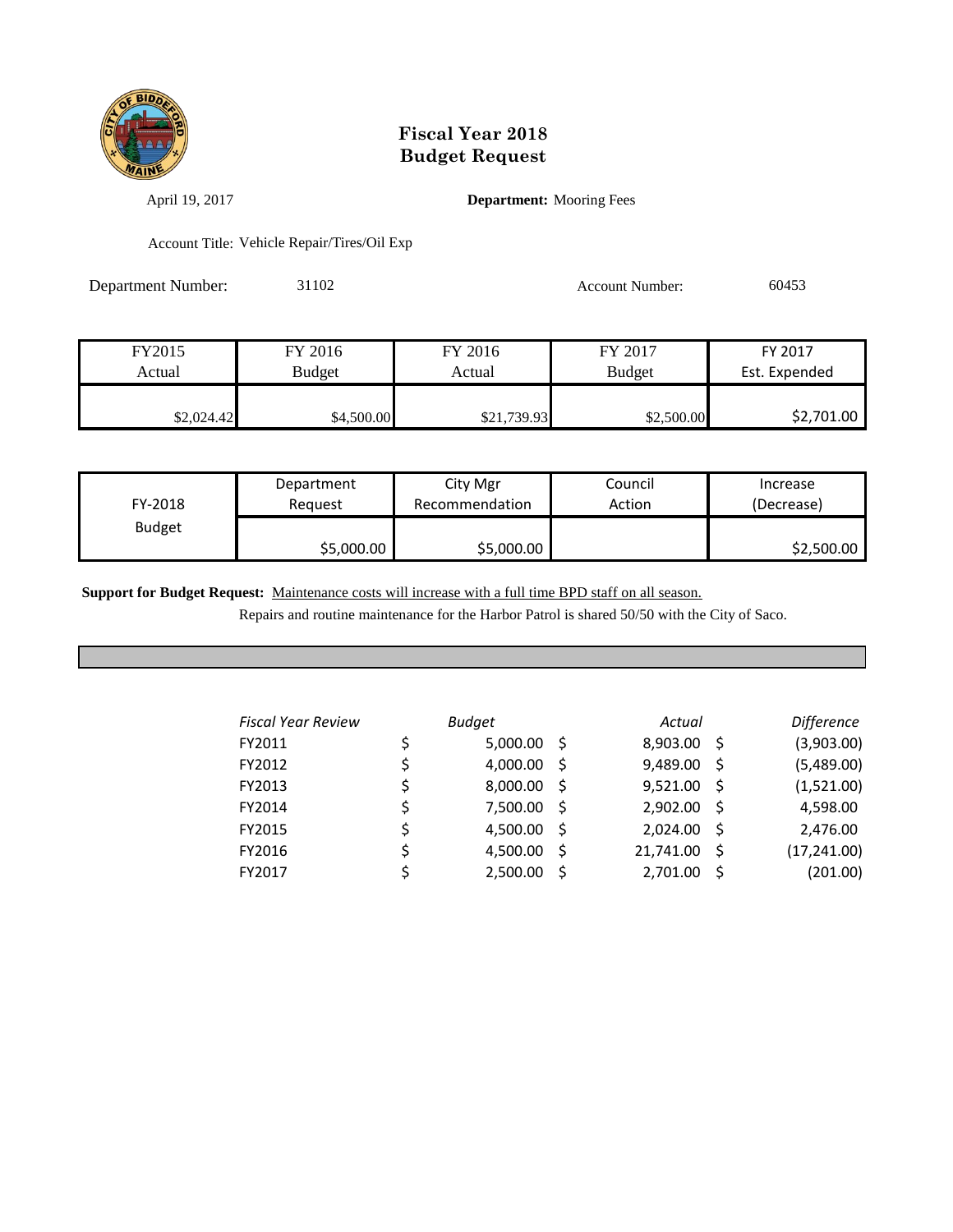# Fiscal Year 2018
# Budget Request

April 19, 2017

**Department:** Mooring Fees

Account Title: Vehicle Repair/Tires/Oil Exp

Department Number: 31102

Account Number: 60453

| FY2015 Actual | FY 2016 Budget | FY 2016 Actual | FY 2017 Budget | FY 2017 Est. Expended |
|---|---|---|---|---|
| $2,024.42 | $4,500.00 | $21,739.93 | $2,500.00 | $2,701.00 |

| FY-2018 Budget | Department Request | City Mgr Recommendation | Council Action | Increase (Decrease) |
|---|---|---|---|---|
| | $5,000.00 | $5,000.00 | | $2,500.00 |

**Support for Budget Request:** Maintenance costs will increase with a full time BPD staff on all season.
Repairs and routine maintenance for the Harbor Patrol is shared 50/50 with the City of Saco.

| *Fiscal Year Review* | *Budget* | *Actual* | *Difference* |
|---|---|---|---|
| FY2011 | $ 5,000.00 | $ 8,903.00 | $ (3,903.00) |
| FY2012 | $ 4,000.00 | $ 9,489.00 | $ (5,489.00) |
| FY2013 | $ 8,000.00 | $ 9,521.00 | $ (1,521.00) |
| FY2014 | $ 7,500.00 | $ 2,902.00 | $ 4,598.00 |
| FY2015 | $ 4,500.00 | $ 2,024.00 | $ 2,476.00 |
| FY2016 | $ 4,500.00 | $ 21,741.00 | $ (17,241.00) |
| FY2017 | $ 2,500.00 | $ 2,701.00 | $ (201.00) |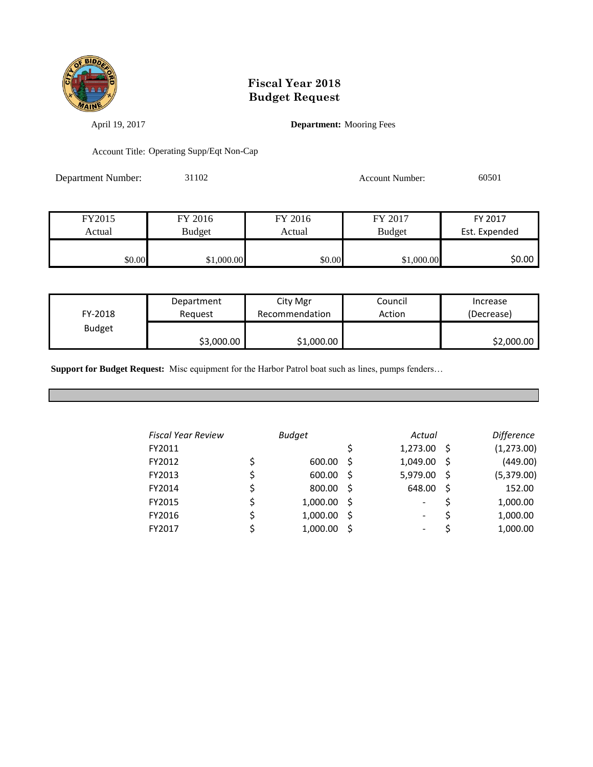# Fiscal Year 2018
# Budget Request

April 19, 2017

**Department:** Mooring Fees

Account Title: Operating Supp/Eqt Non-Cap

Department Number: 31102

Account Number: 60501

| FY2015 Actual | FY 2016 Budget | FY 2016 Actual | FY 2017 Budget | FY 2017 Est. Expended |
|---|---|---|---|---|
| $0.00 | $1,000.00 | $0.00 | $1,000.00 | $0.00 |

| FY-2018 Budget | Department Request | City Mgr Recommendation | Council Action | Increase (Decrease) |
|---|---|---|---|---|
| | $3,000.00 | $1,000.00 | | $2,000.00 |

**Support for Budget Request:** Misc equipment for the Harbor Patrol boat such as lines, pumps fenders…

| *Fiscal Year Review* | *Budget* | *Actual* | *Difference* |
|---|---|---|---|
| FY2011 | | $ 1,273.00 | $ (1,273.00) |
| FY2012 | $ 600.00 | $ 1,049.00 | $ (449.00) |
| FY2013 | $ 600.00 | $ 5,979.00 | $ (5,379.00) |
| FY2014 | $ 800.00 | $ 648.00 | $ 152.00 |
| FY2015 | $ 1,000.00 | $ - | $ 1,000.00 |
| FY2016 | $ 1,000.00 | $ - | $ 1,000.00 |
| FY2017 | $ 1,000.00 | $ - | $ 1,000.00 |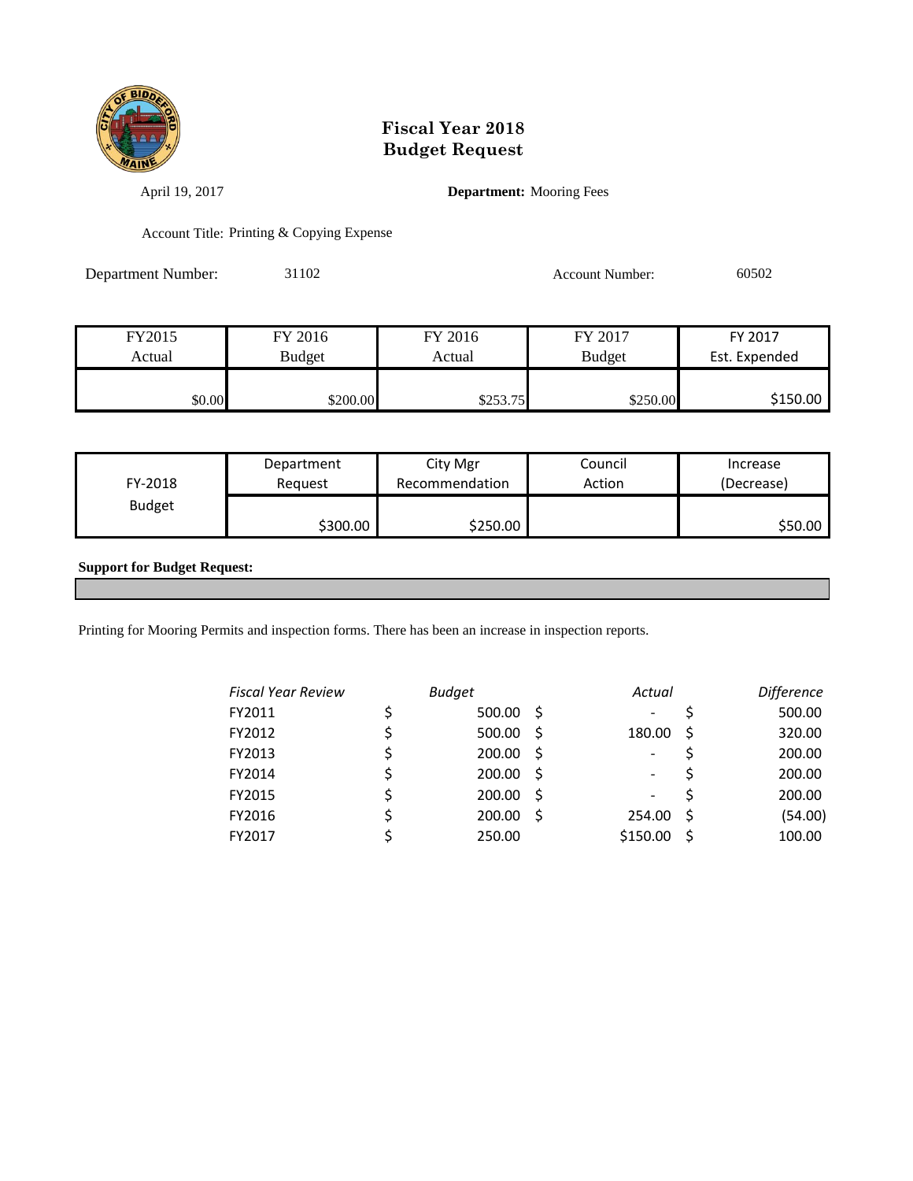# Fiscal Year 2018
# Budget Request

April 19, 2017

**Department:** Mooring Fees

Account Title: Printing & Copying Expense

Department Number: 31102

Account Number: 60502

| FY2015 Actual | FY 2016 Budget | FY 2016 Actual | FY 2017 Budget | FY 2017 Est. Expended |
|---|---|---|---|---|
| $0.00 | $200.00 | $253.75 | $250.00 | $150.00 |

| FY-2018 Budget | Department Request | City Mgr Recommendation | Council Action | Increase (Decrease) |
|---|---|---|---|---|
| | $300.00 | $250.00 | | $50.00 |

**Support for Budget Request:**

Printing for Mooring Permits and inspection forms. There has been an increase in inspection reports.

| *Fiscal Year Review* | *Budget* | *Actual* | *Difference* |
|---|---|---|---|
| FY2011 | $ 500.00 | $ - | $ 500.00 |
| FY2012 | $ 500.00 | $ 180.00 | $ 320.00 |
| FY2013 | $ 200.00 | $ - | $ 200.00 |
| FY2014 | $ 200.00 | $ - | $ 200.00 |
| FY2015 | $ 200.00 | $ - | $ 200.00 |
| FY2016 | $ 200.00 | $ 254.00 | $ (54.00) |
| FY2017 | $ 250.00 | $150.00 | $ 100.00 |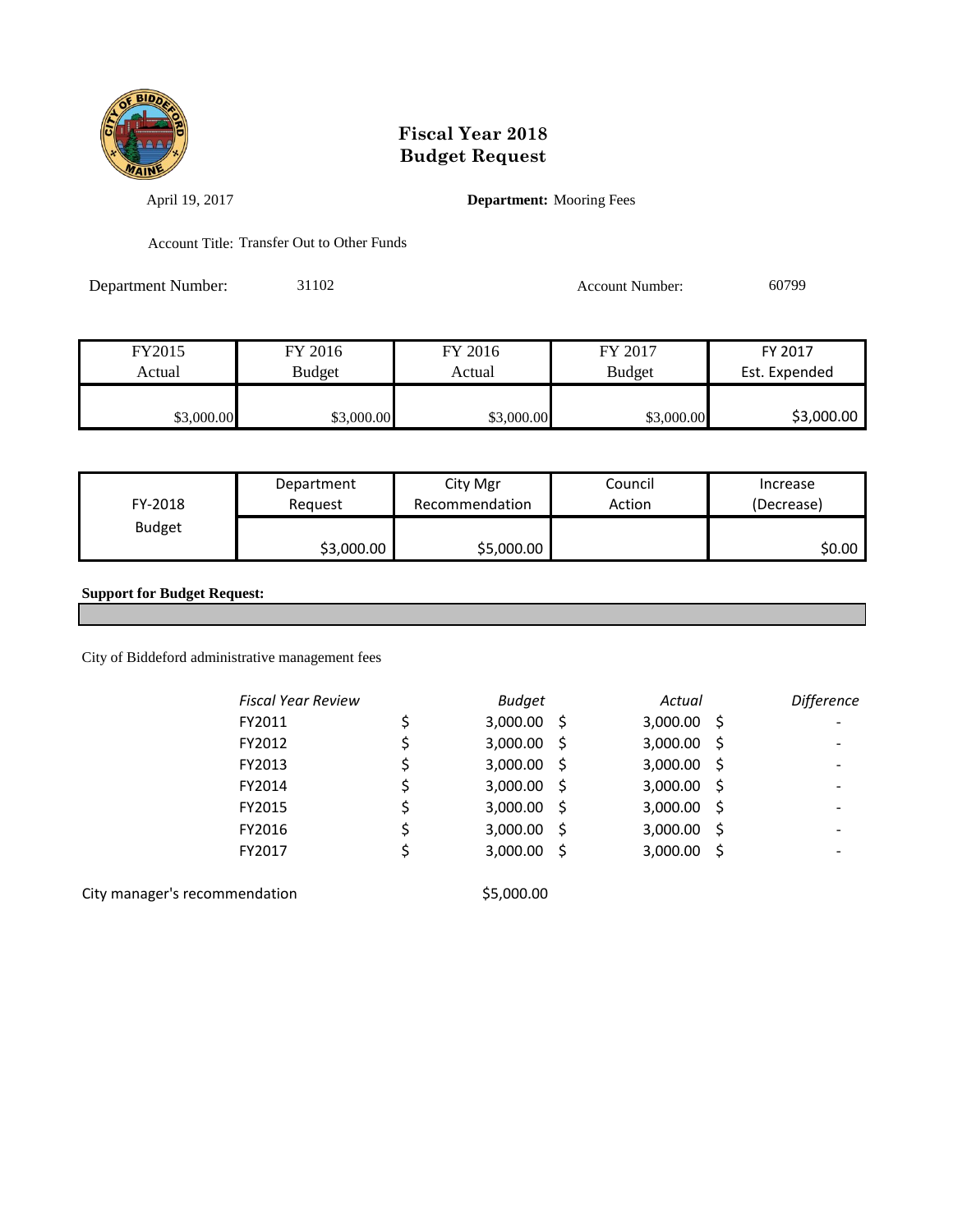# Fiscal Year 2018
# Budget Request

April 19, 2017 **Department:** Mooring Fees

Account Title: Transfer Out to Other Funds

Department Number: 31102 Account Number: 60799

| FY2015 Actual | FY 2016 Budget | FY 2016 Actual | FY 2017 Budget | FY 2017 Est. Expended |
|---|---|---|---|---|
| $3,000.00 | $3,000.00 | $3,000.00 | $3,000.00 | $3,000.00 |

| FY-2018 Budget | Department Request | City Mgr Recommendation | Council Action | Increase (Decrease) |
|---|---|---|---|---|
| | $3,000.00 | $5,000.00 | | $0.00 |

**Support for Budget Request:**

City of Biddeford administrative management fees

| *Fiscal Year Review* | *Budget* | *Actual* | *Difference* |
|---|---|---|---|
| FY2011 | $ 3,000.00 | $ 3,000.00 | $ - |
| FY2012 | $ 3,000.00 | $ 3,000.00 | $ - |
| FY2013 | $ 3,000.00 | $ 3,000.00 | $ - |
| FY2014 | $ 3,000.00 | $ 3,000.00 | $ - |
| FY2015 | $ 3,000.00 | $ 3,000.00 | $ - |
| FY2016 | $ 3,000.00 | $ 3,000.00 | $ - |
| FY2017 | $ 3,000.00 | $ 3,000.00 | $ - |

City manager's recommendation $5,000.00